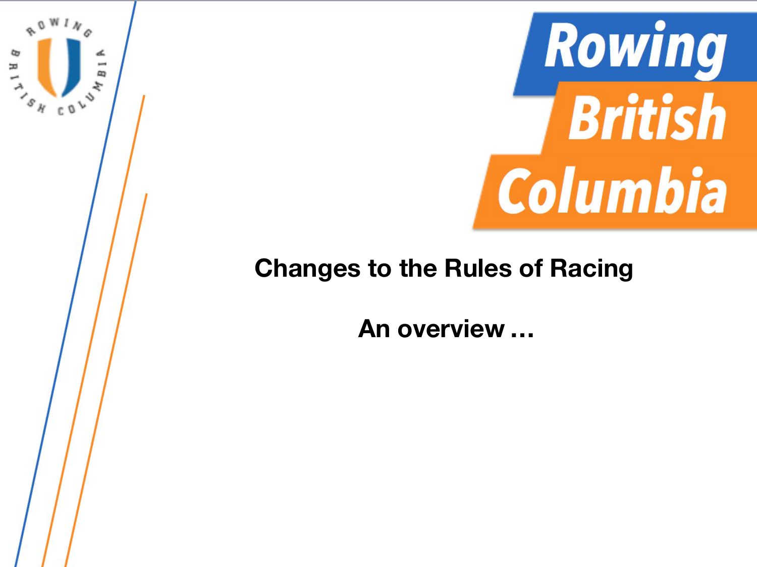# Rowing British Columbia

## Changes to the Rules of Racing

**An overview …**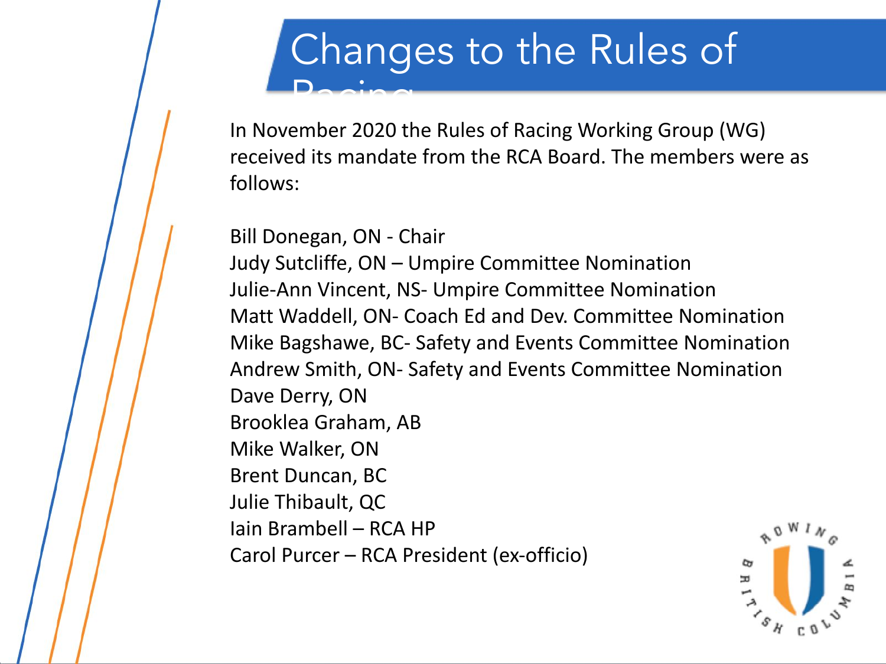# Changes to the Rules of Racing

In November 2020 the Rules of Racing Working Group (WG) received its mandate from the RCA Board. The members were as follows:

Bill Donegan, ON - Chair
Judy Sutcliffe, ON – Umpire Committee Nomination
Julie-Ann Vincent, NS- Umpire Committee Nomination
Matt Waddell, ON- Coach Ed and Dev. Committee Nomination
Mike Bagshawe, BC- Safety and Events Committee Nomination
Andrew Smith, ON- Safety and Events Committee Nomination
Dave Derry, ON
Brooklea Graham, AB
Mike Walker, ON
Brent Duncan, BC
Julie Thibault, QC
Iain Brambell – RCA HP
Carol Purcer – RCA President (ex-officio)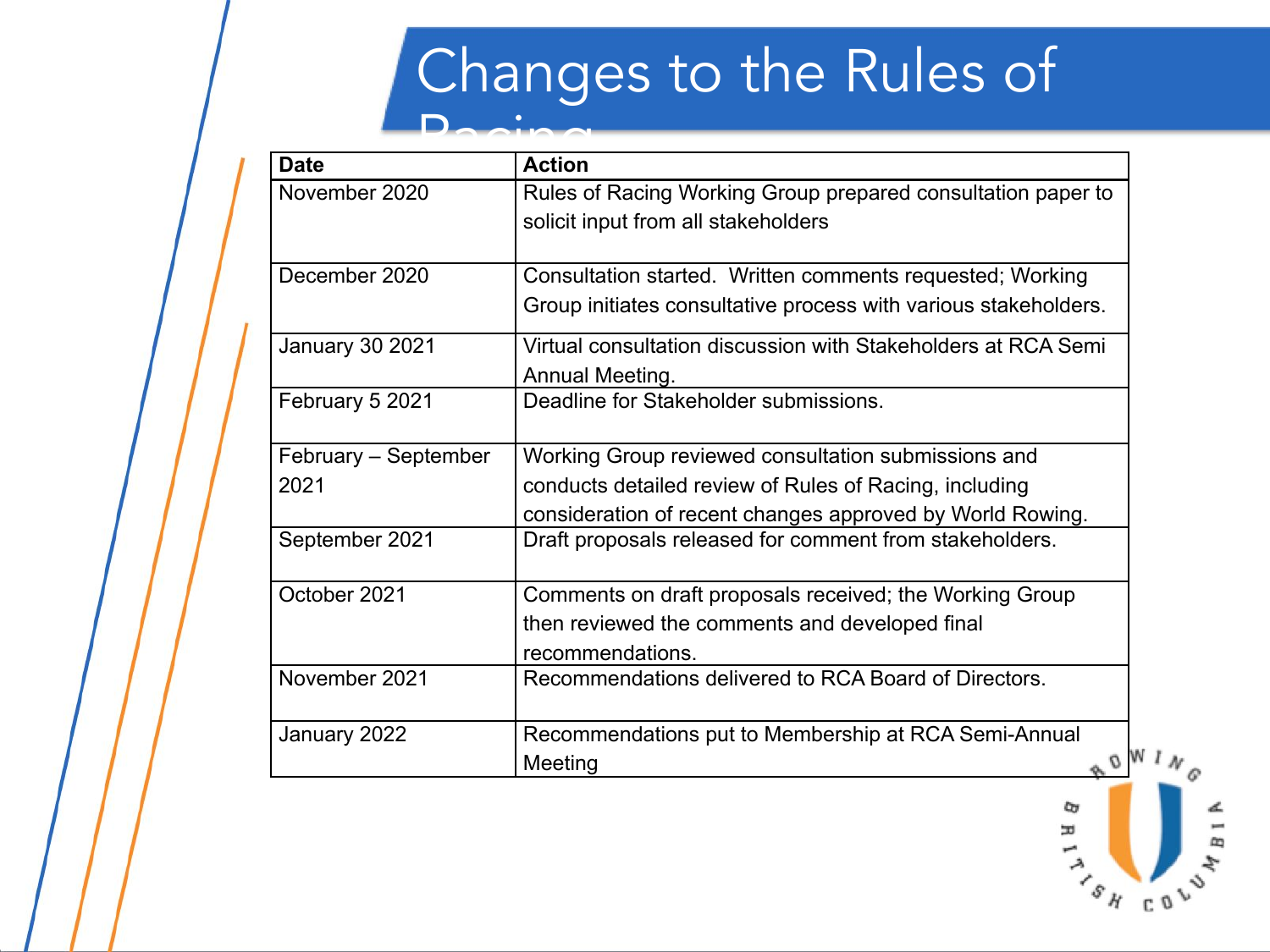# Changes to the Rules of Racing

| Date | Action |
|---|---|
| November 2020 | Rules of Racing Working Group prepared consultation paper to solicit input from all stakeholders |
| December 2020 | Consultation started. Written comments requested; Working Group initiates consultative process with various stakeholders. |
| January 30 2021 | Virtual consultation discussion with Stakeholders at RCA Semi Annual Meeting. |
| February 5 2021 | Deadline for Stakeholder submissions. |
| February – September 2021 | Working Group reviewed consultation submissions and conducts detailed review of Rules of Racing, including consideration of recent changes approved by World Rowing. |
| September 2021 | Draft proposals released for comment from stakeholders. |
| October 2021 | Comments on draft proposals received; the Working Group then reviewed the comments and developed final recommendations. |
| November 2021 | Recommendations delivered to RCA Board of Directors. |
| January 2022 | Recommendations put to Membership at RCA Semi-Annual Meeting |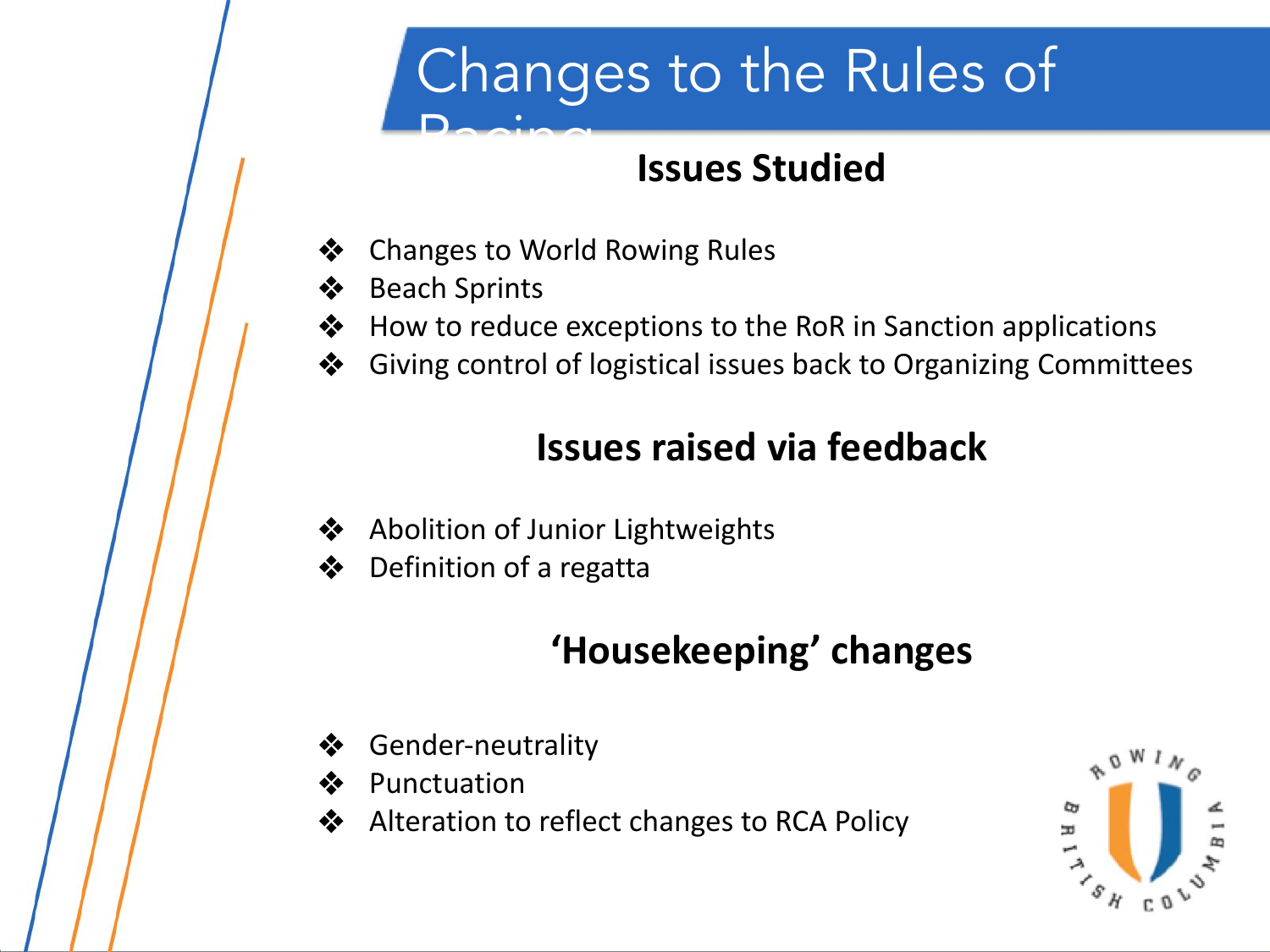# Changes to the Rules of Racing

## Issues Studied

- Changes to World Rowing Rules
- Beach Sprints
- How to reduce exceptions to the RoR in Sanction applications
- Giving control of logistical issues back to Organizing Committees

## Issues raised via feedback

- Abolition of Junior Lightweights
- Definition of a regatta

## 'Housekeeping' changes

- Gender-neutrality
- Punctuation
- Alteration to reflect changes to RCA Policy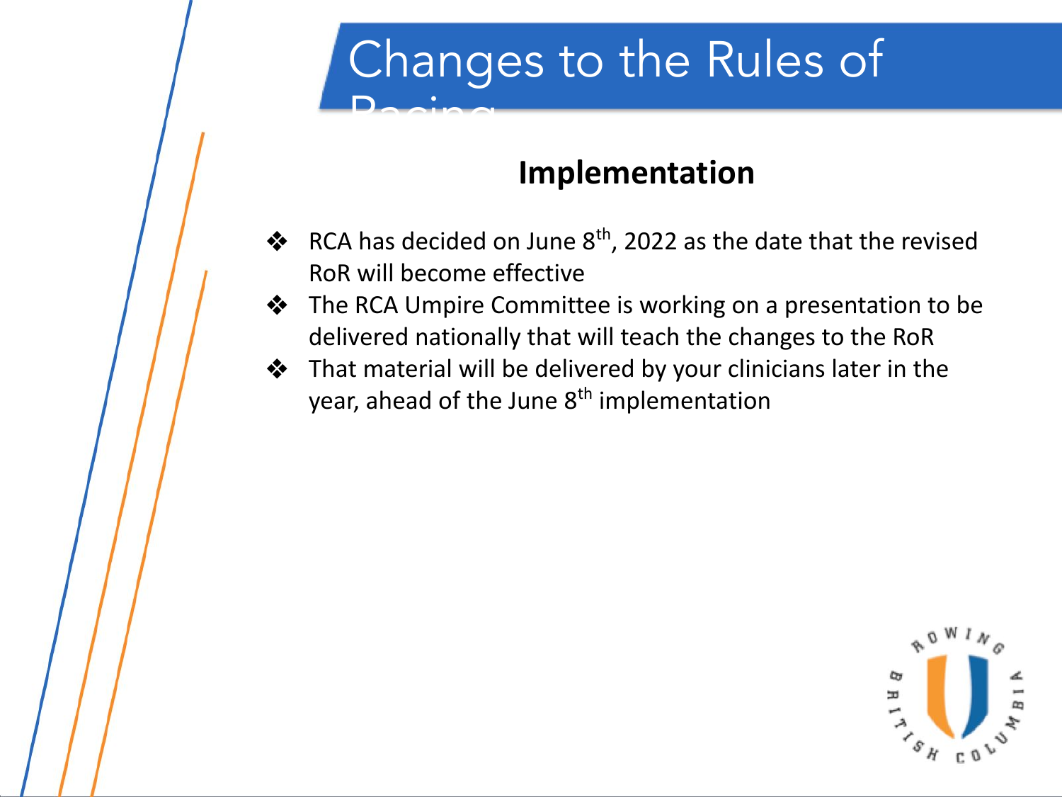# Changes to the Rules of Racing

## Implementation

- RCA has decided on June 8th, 2022 as the date that the revised RoR will become effective
- The RCA Umpire Committee is working on a presentation to be delivered nationally that will teach the changes to the RoR
- That material will be delivered by your clinicians later in the year, ahead of the June 8th implementation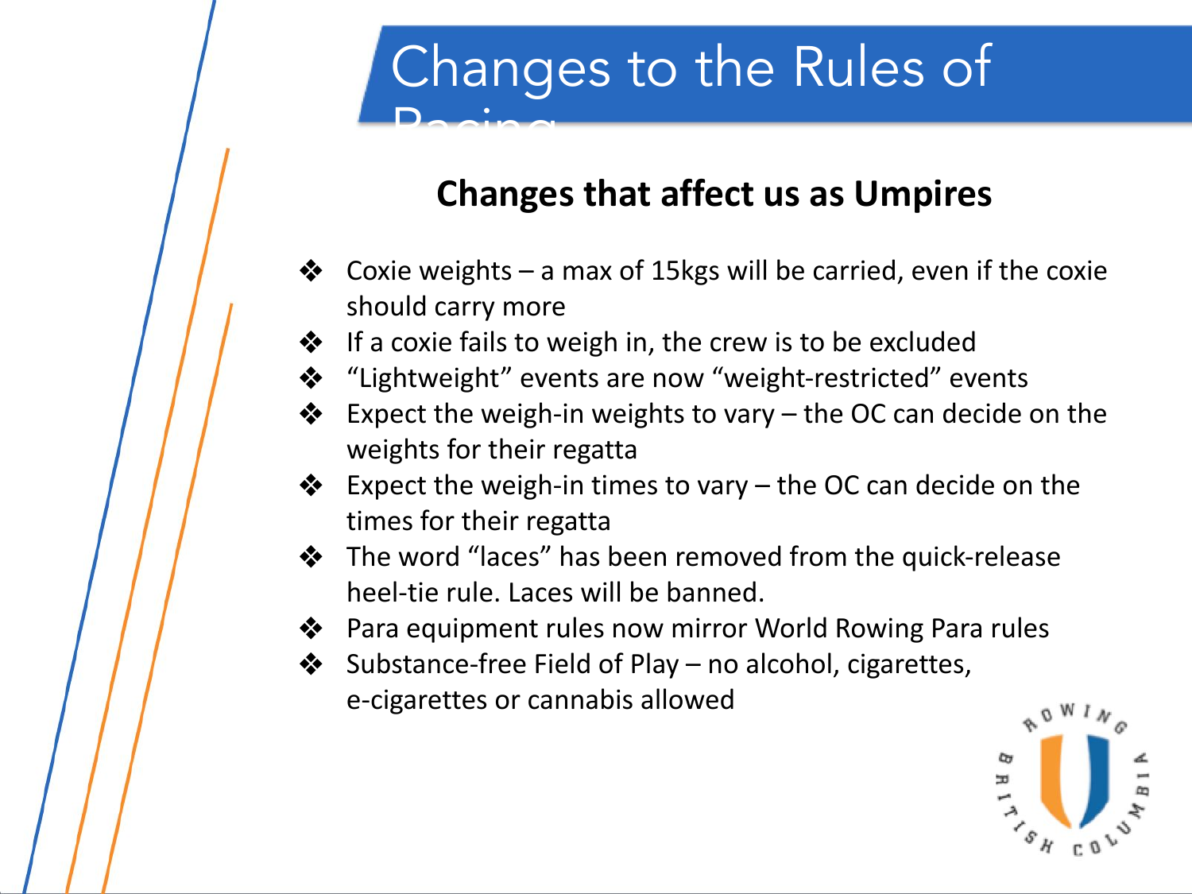# Changes to the Rules of Racing

## Changes that affect us as Umpires

- Coxie weights – a max of 15kgs will be carried, even if the coxie should carry more
- If a coxie fails to weigh in, the crew is to be excluded
- "Lightweight" events are now "weight-restricted" events
- Expect the weigh-in weights to vary – the OC can decide on the weights for their regatta
- Expect the weigh-in times to vary – the OC can decide on the times for their regatta
- The word "laces" has been removed from the quick-release heel-tie rule. Laces will be banned.
- Para equipment rules now mirror World Rowing Para rules
- Substance-free Field of Play – no alcohol, cigarettes, e-cigarettes or cannabis allowed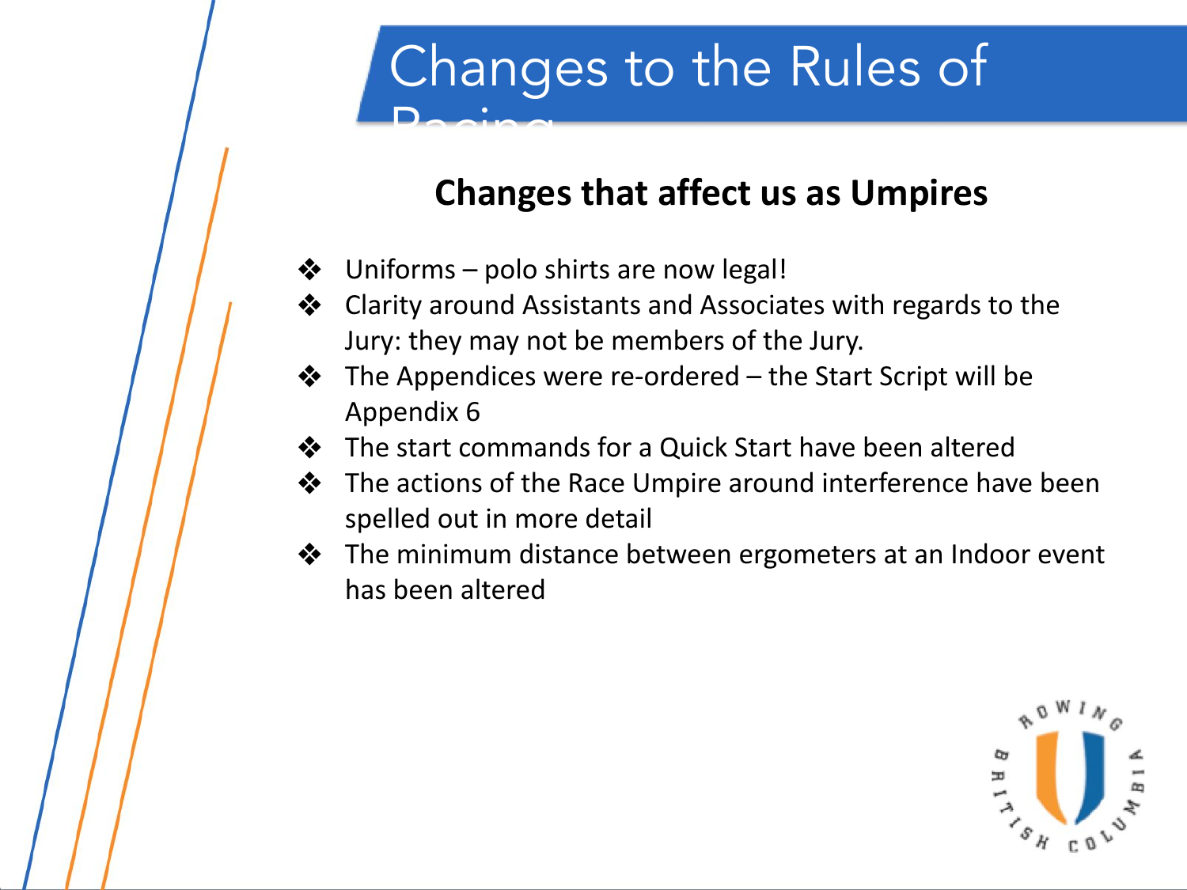# Changes to the Rules of Racing

## Changes that affect us as Umpires

- Uniforms – polo shirts are now legal!
- Clarity around Assistants and Associates with regards to the Jury: they may not be members of the Jury.
- The Appendices were re-ordered – the Start Script will be Appendix 6
- The start commands for a Quick Start have been altered
- The actions of the Race Umpire around interference have been spelled out in more detail
- The minimum distance between ergometers at an Indoor event has been altered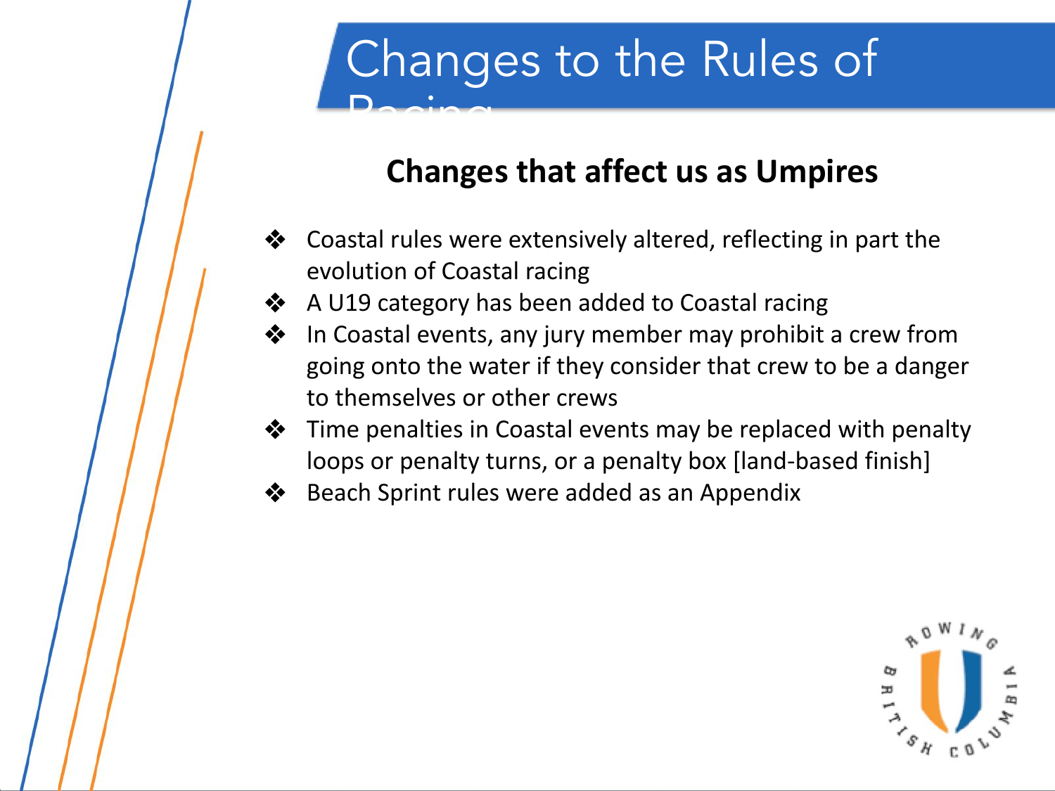# Changes to the Rules of Racing

## Changes that affect us as Umpires

- Coastal rules were extensively altered, reflecting in part the evolution of Coastal racing
- A U19 category has been added to Coastal racing
- In Coastal events, any jury member may prohibit a crew from going onto the water if they consider that crew to be a danger to themselves or other crews
- Time penalties in Coastal events may be replaced with penalty loops or penalty turns, or a penalty box [land-based finish]
- Beach Sprint rules were added as an Appendix